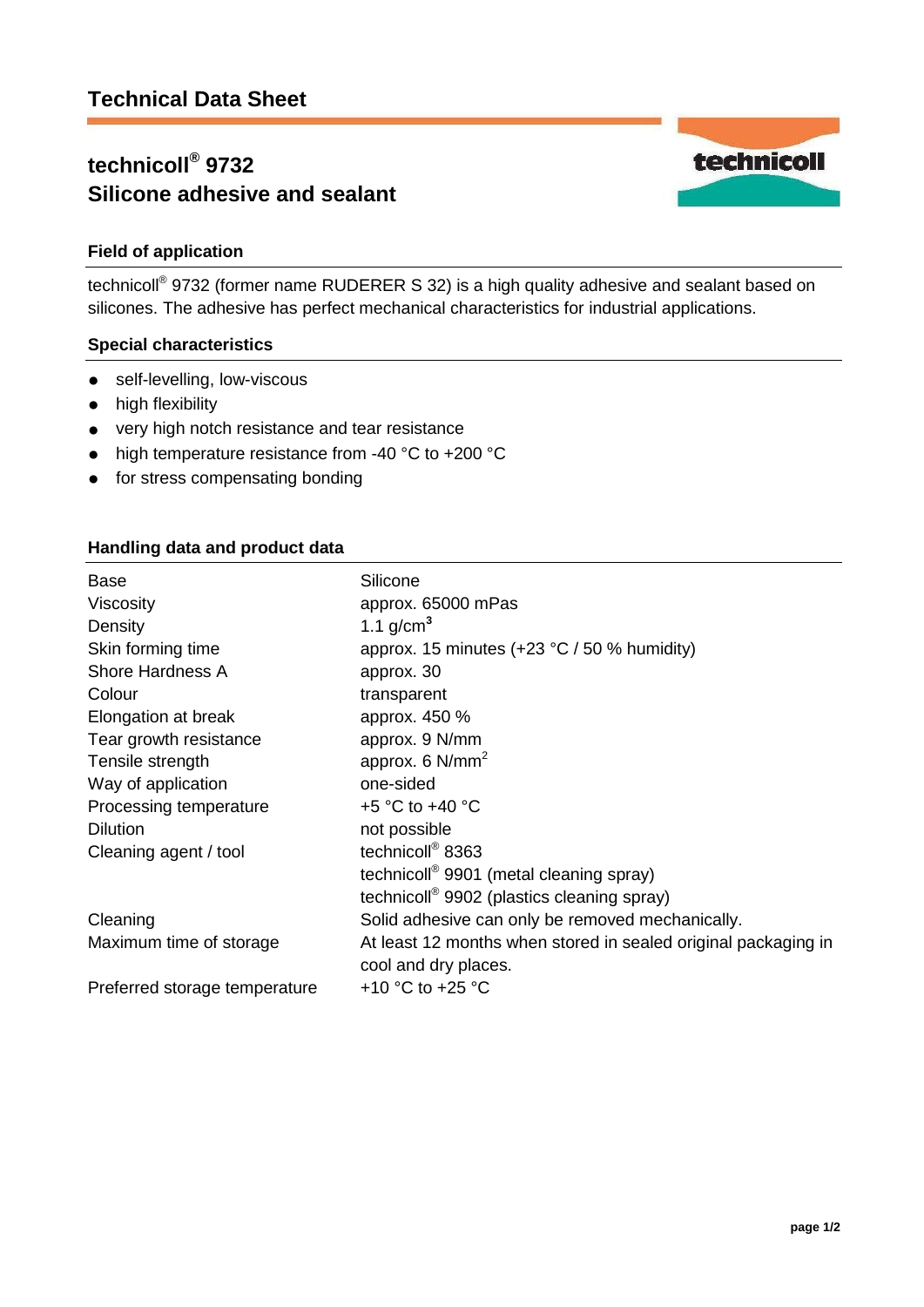# Technical Data Sheet

## technicoll® 9732
## Silicone adhesive and sealant

### Field of application

technicoll® 9732 (former name RUDERER S 32) is a high quality adhesive and sealant based on silicones. The adhesive has perfect mechanical characteristics for industrial applications.

### Special characteristics

- self-levelling, low-viscous
- high flexibility
- very high notch resistance and tear resistance
- high temperature resistance from -40 °C to +200 °C
- for stress compensating bonding

### Handling data and product data

| | |
|---|---|
| Base | Silicone |
| Viscosity | approx. 65000 mPas |
| Density | 1.1 g/cm$^3$ |
| Skin forming time | approx. 15 minutes (+23 °C / 50 % humidity) |
| Shore Hardness A | approx. 30 |
| Colour | transparent |
| Elongation at break | approx. 450 % |
| Tear growth resistance | approx. 9 N/mm |
| Tensile strength | approx. 6 N/mm$^2$ |
| Way of application | one-sided |
| Processing temperature | +5 °C to +40 °C |
| Dilution | not possible |
| Cleaning agent / tool | technicoll® 8363<br>technicoll® 9901 (metal cleaning spray)<br>technicoll® 9902 (plastics cleaning spray) |
| Cleaning | Solid adhesive can only be removed mechanically. |
| Maximum time of storage | At least 12 months when stored in sealed original packaging in cool and dry places. |
| Preferred storage temperature | +10 °C to +25 °C |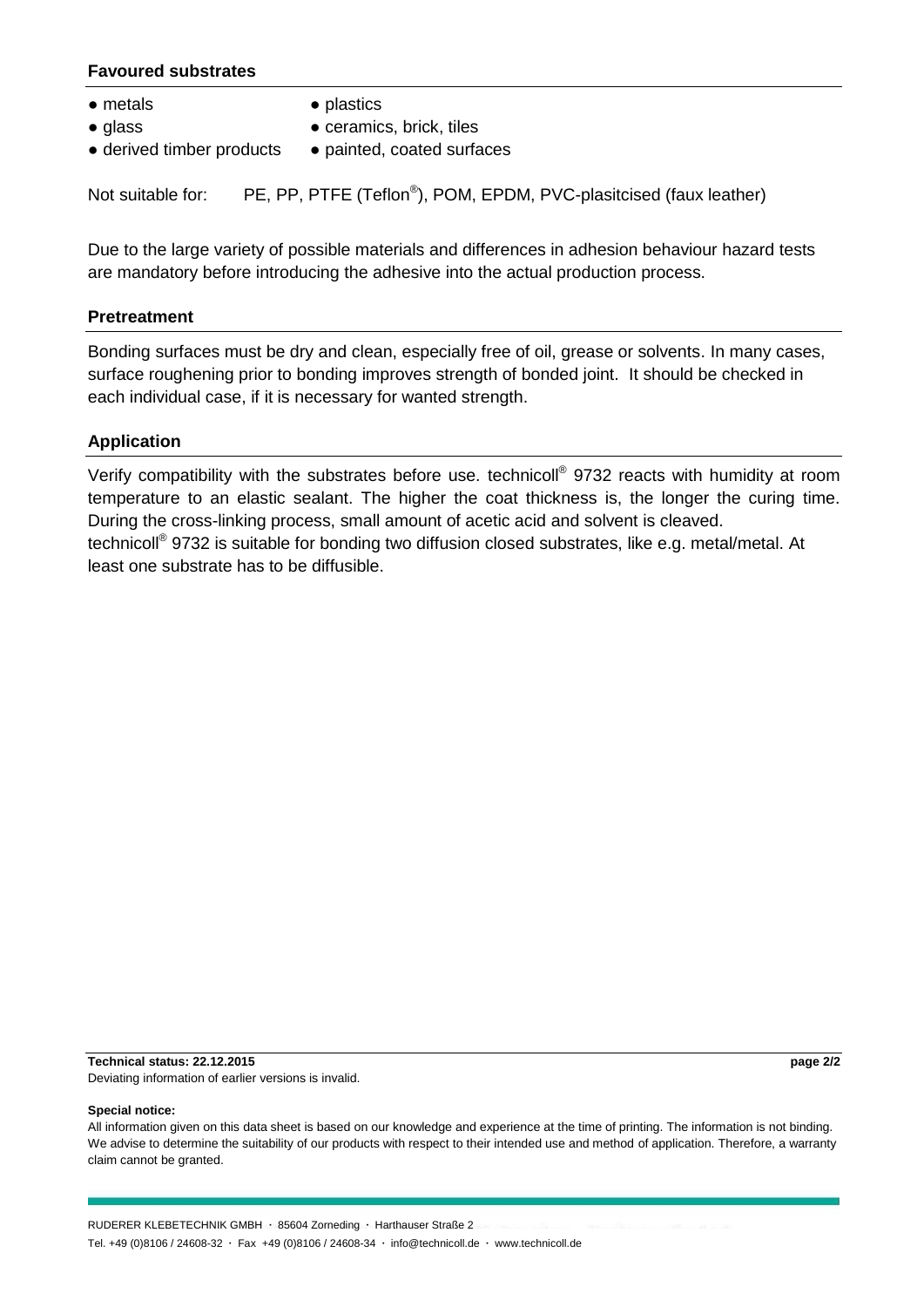## Favoured substrates

- metals
- plastics
- glass
- ceramics, brick, tiles
- derived timber products
- painted, coated surfaces

Not suitable for: PE, PP, PTFE (Teflon®), POM, EPDM, PVC-plasitcised (faux leather)

Due to the large variety of possible materials and differences in adhesion behaviour hazard tests are mandatory before introducing the adhesive into the actual production process.

## Pretreatment

Bonding surfaces must be dry and clean, especially free of oil, grease or solvents. In many cases, surface roughening prior to bonding improves strength of bonded joint. It should be checked in each individual case, if it is necessary for wanted strength.

## Application

Verify compatibility with the substrates before use. technicoll® 9732 reacts with humidity at room temperature to an elastic sealant. The higher the coat thickness is, the longer the curing time. During the cross-linking process, small amount of acetic acid and solvent is cleaved.
technicoll® 9732 is suitable for bonding two diffusion closed substrates, like e.g. metal/metal. At least one substrate has to be diffusible.

**Technical status: 22.12.2015**
Deviating information of earlier versions is invalid.

**Special notice:**
All information given on this data sheet is based on our knowledge and experience at the time of printing. The information is not binding. We advise to determine the suitability of our products with respect to their intended use and method of application. Therefore, a warranty claim cannot be granted.

RUDERER KLEBETECHNIK GMBH · 85604 Zorneding · Harthauser Straße 2
Tel. +49 (0)8106 / 24608-32 · Fax +49 (0)8106 / 24608-34 · info@technicoll.de · www.technicoll.de